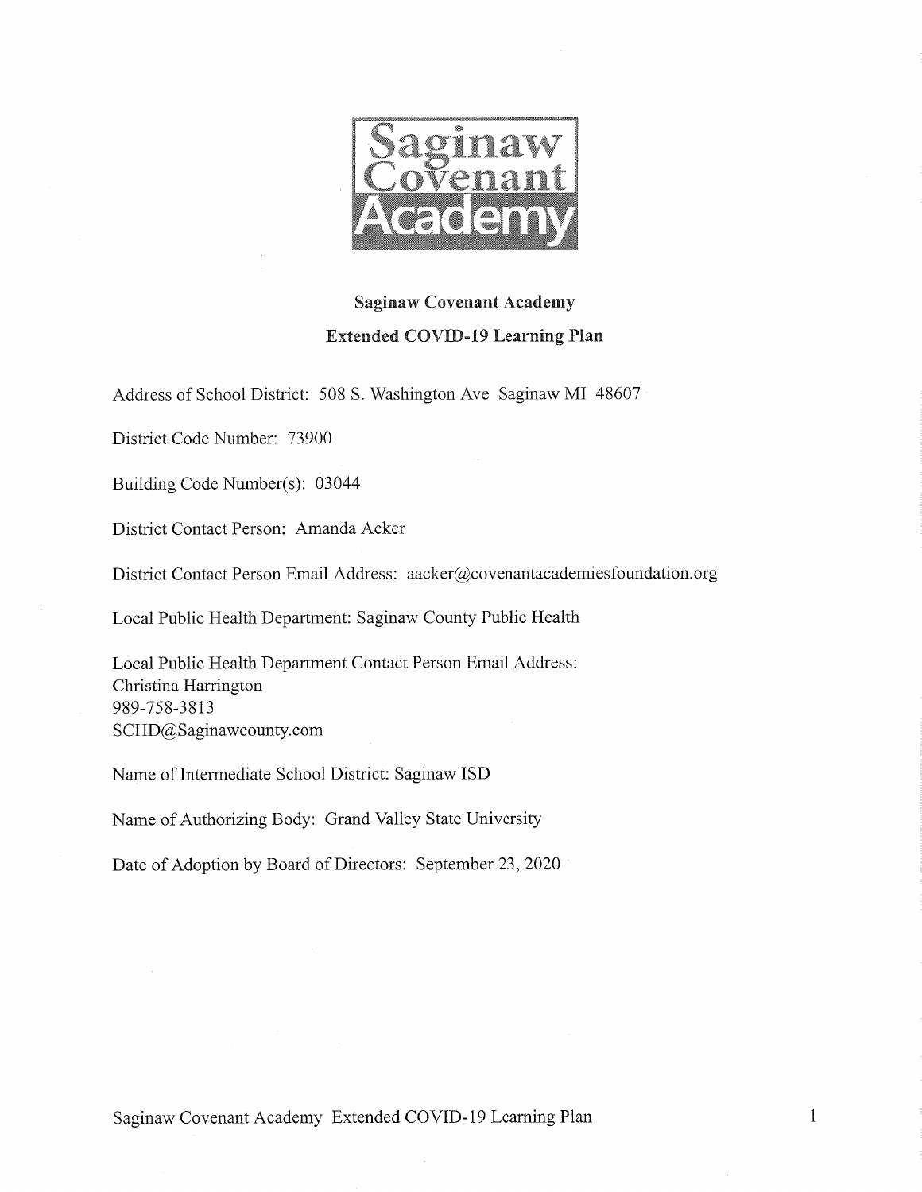Saginaw Covenant Academy

# Saginaw Covenant Academy

## Extended COVID-19 Learning Plan

Address of School District: 508 S. Washington Ave Saginaw MI 48607

District Code Number: 73900

Building Code Number(s): 03044

District Contact Person: Amanda Acker

District Contact Person Email Address: aacker@covenantacademiesfoundation.org

Local Public Health Department: Saginaw County Public Health

Local Public Health Department Contact Person Email Address:
Christina Harrington
989-758-3813
SCHD@Saginawcounty.com

Name of Intermediate School District: Saginaw ISD

Name of Authorizing Body: Grand Valley State University

Date of Adoption by Board of Directors: September 23, 2020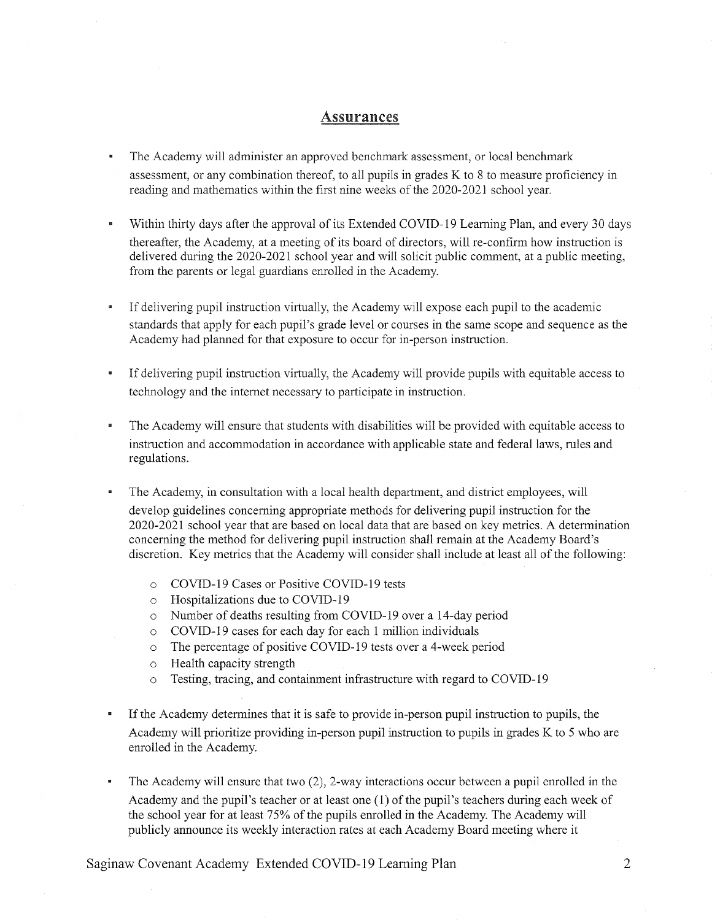## Assurances

- The Academy will administer an approved benchmark assessment, or local benchmark assessment, or any combination thereof, to all pupils in grades K to 8 to measure proficiency in reading and mathematics within the first nine weeks of the 2020-2021 school year.

- Within thirty days after the approval of its Extended COVID-19 Learning Plan, and every 30 days thereafter, the Academy, at a meeting of its board of directors, will re-confirm how instruction is delivered during the 2020-2021 school year and will solicit public comment, at a public meeting, from the parents or legal guardians enrolled in the Academy.

- If delivering pupil instruction virtually, the Academy will expose each pupil to the academic standards that apply for each pupil's grade level or courses in the same scope and sequence as the Academy had planned for that exposure to occur for in-person instruction.

- If delivering pupil instruction virtually, the Academy will provide pupils with equitable access to technology and the internet necessary to participate in instruction.

- The Academy will ensure that students with disabilities will be provided with equitable access to instruction and accommodation in accordance with applicable state and federal laws, rules and regulations.

- The Academy, in consultation with a local health department, and district employees, will develop guidelines concerning appropriate methods for delivering pupil instruction for the 2020-2021 school year that are based on local data that are based on key metrics. A determination concerning the method for delivering pupil instruction shall remain at the Academy Board's discretion. Key metrics that the Academy will consider shall include at least all of the following:
  - COVID-19 Cases or Positive COVID-19 tests
  - Hospitalizations due to COVID-19
  - Number of deaths resulting from COVID-19 over a 14-day period
  - COVID-19 cases for each day for each 1 million individuals
  - The percentage of positive COVID-19 tests over a 4-week period
  - Health capacity strength
  - Testing, tracing, and containment infrastructure with regard to COVID-19

- If the Academy determines that it is safe to provide in-person pupil instruction to pupils, the Academy will prioritize providing in-person pupil instruction to pupils in grades K to 5 who are enrolled in the Academy.

- The Academy will ensure that two (2), 2-way interactions occur between a pupil enrolled in the Academy and the pupil's teacher or at least one (1) of the pupil's teachers during each week of the school year for at least 75% of the pupils enrolled in the Academy. The Academy will publicly announce its weekly interaction rates at each Academy Board meeting where it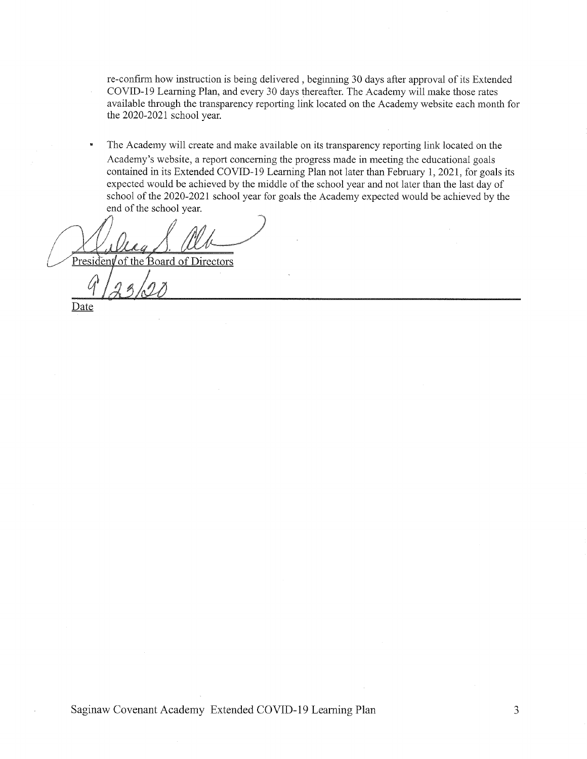re-confirm how instruction is being delivered , beginning 30 days after approval of its Extended COVID-19 Learning Plan, and every 30 days thereafter. The Academy will make those rates available through the transparency reporting link located on the Academy website each month for the 2020-2021 school year.

- The Academy will create and make available on its transparency reporting link located on the Academy's website, a report concerning the progress made in meeting the educational goals contained in its Extended COVID-19 Learning Plan not later than February 1, 2021, for goals its expected would be achieved by the middle of the school year and not later than the last day of school of the 2020-2021 school year for goals the Academy expected would be achieved by the end of the school year.

President of the Board of Directors

9/23/20

Date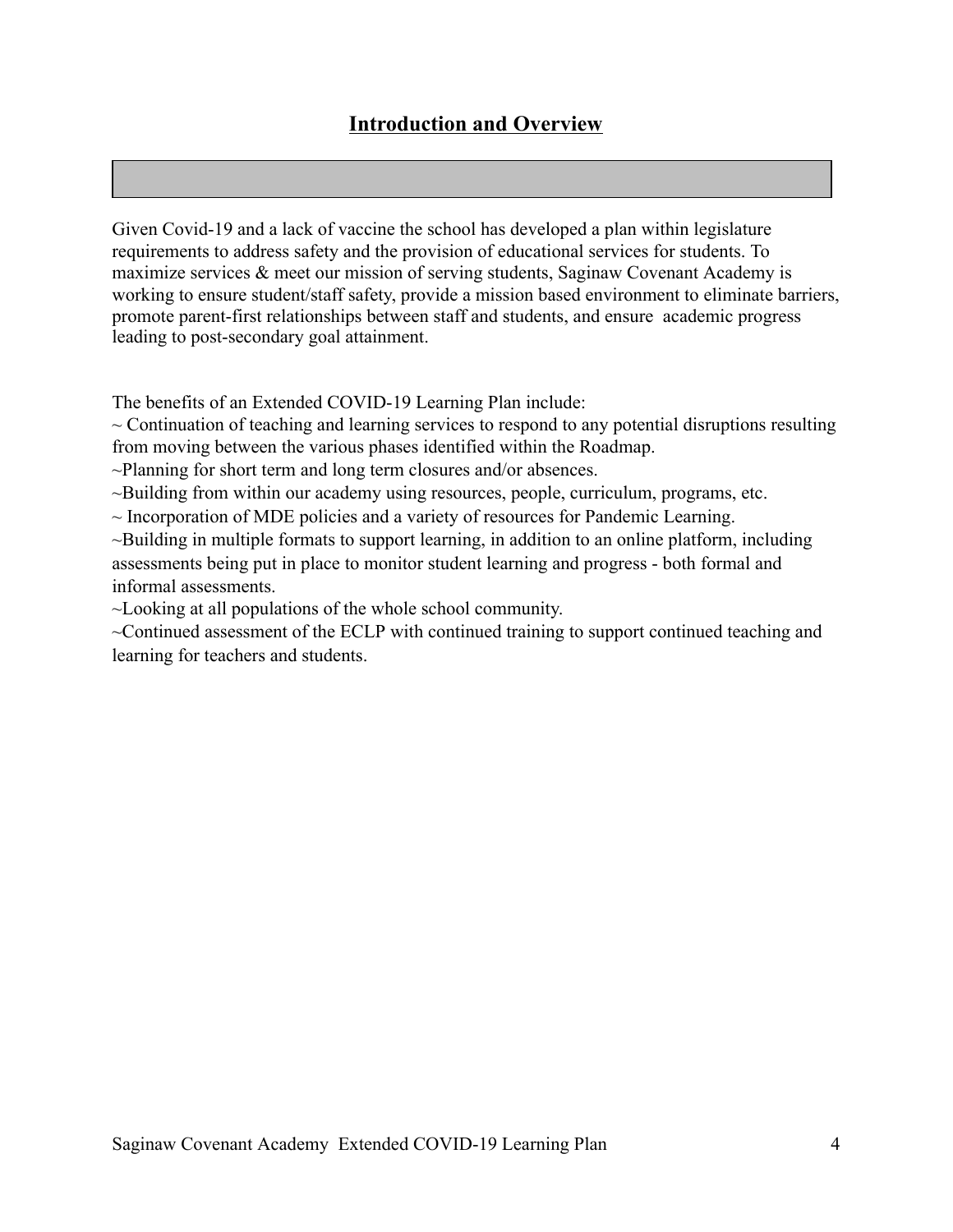## Introduction and Overview

Given Covid-19 and a lack of vaccine the school has developed a plan within legislature requirements to address safety and the provision of educational services for students. To maximize services & meet our mission of serving students, Saginaw Covenant Academy is working to ensure student/staff safety, provide a mission based environment to eliminate barriers, promote parent-first relationships between staff and students, and ensure academic progress leading to post-secondary goal attainment.

The benefits of an Extended COVID-19 Learning Plan include:

~ Continuation of teaching and learning services to respond to any potential disruptions resulting from moving between the various phases identified within the Roadmap.

~Planning for short term and long term closures and/or absences.

~Building from within our academy using resources, people, curriculum, programs, etc.

~ Incorporation of MDE policies and a variety of resources for Pandemic Learning.

~Building in multiple formats to support learning, in addition to an online platform, including assessments being put in place to monitor student learning and progress - both formal and informal assessments.

~Looking at all populations of the whole school community.

~Continued assessment of the ECLP with continued training to support continued teaching and learning for teachers and students.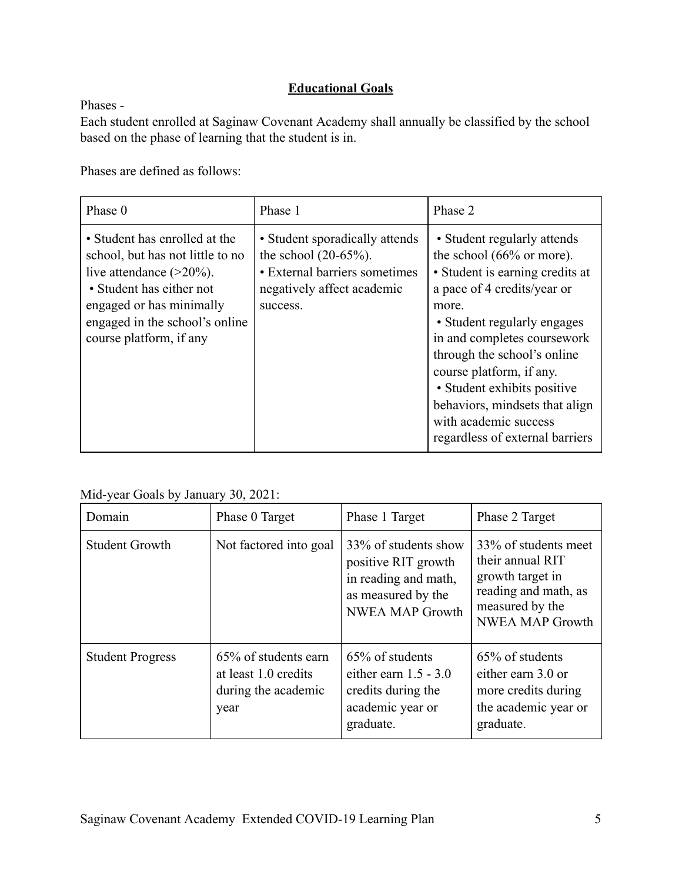## Educational Goals

Phases -

Each student enrolled at Saginaw Covenant Academy shall annually be classified by the school based on the phase of learning that the student is in.

Phases are defined as follows:

| Phase 0 | Phase 1 | Phase 2 |
|---|---|---|
| • Student has enrolled at the school, but has not little to no live attendance (>20%). • Student has either not engaged or has minimally engaged in the school's online course platform, if any | • Student sporadically attends the school (20-65%). • External barriers sometimes negatively affect academic success. | • Student regularly attends the school (66% or more). • Student is earning credits at a pace of 4 credits/year or more. • Student regularly engages in and completes coursework through the school's online course platform, if any. • Student exhibits positive behaviors, mindsets that align with academic success regardless of external barriers |

Mid-year Goals by January 30, 2021:

| Domain | Phase 0 Target | Phase 1 Target | Phase 2 Target |
|---|---|---|---|
| Student Growth | Not factored into goal | 33% of students show positive RIT growth in reading and math, as measured by the NWEA MAP Growth | 33% of students meet their annual RIT growth target in reading and math, as measured by the NWEA MAP Growth |
| Student Progress | 65% of students earn at least 1.0 credits during the academic year | 65% of students either earn 1.5 - 3.0 credits during the academic year or graduate. | 65% of students either earn 3.0 or more credits during the academic year or graduate. |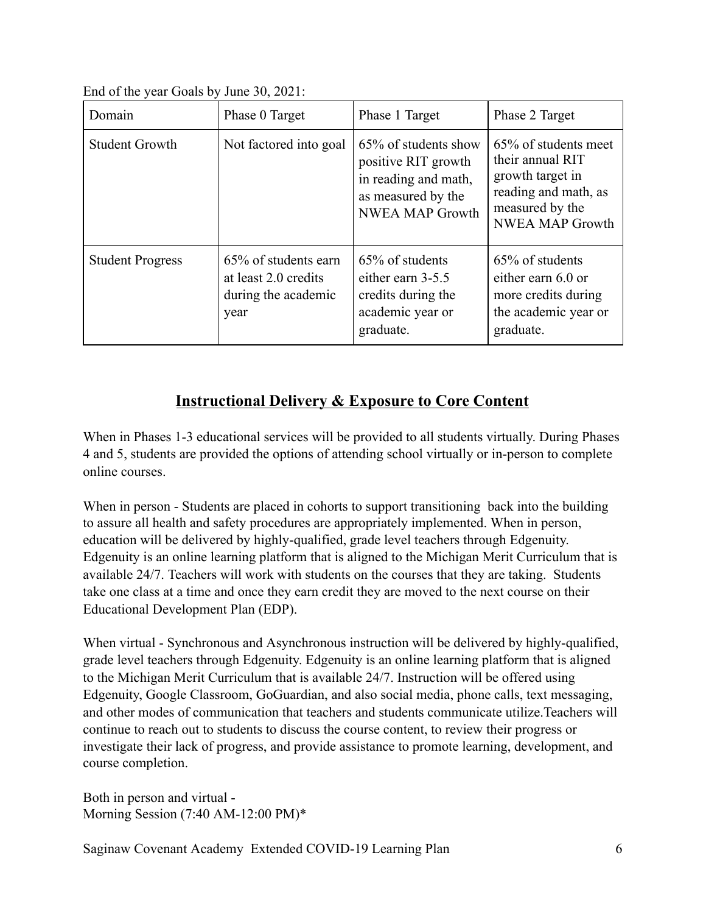End of the year Goals by June 30, 2021:

| Domain | Phase 0 Target | Phase 1 Target | Phase 2 Target |
|---|---|---|---|
| Student Growth | Not factored into goal | 65% of students show positive RIT growth in reading and math, as measured by the NWEA MAP Growth | 65% of students meet their annual RIT growth target in reading and math, as measured by the NWEA MAP Growth |
| Student Progress | 65% of students earn at least 2.0 credits during the academic year | 65% of students either earn 3-5.5 credits during the academic year or graduate. | 65% of students either earn 6.0 or more credits during the academic year or graduate. |

## Instructional Delivery & Exposure to Core Content

When in Phases 1-3 educational services will be provided to all students virtually. During Phases 4 and 5, students are provided the options of attending school virtually or in-person to complete online courses.

When in person - Students are placed in cohorts to support transitioning back into the building to assure all health and safety procedures are appropriately implemented. When in person, education will be delivered by highly-qualified, grade level teachers through Edgenuity. Edgenuity is an online learning platform that is aligned to the Michigan Merit Curriculum that is available 24/7. Teachers will work with students on the courses that they are taking. Students take one class at a time and once they earn credit they are moved to the next course on their Educational Development Plan (EDP).

When virtual - Synchronous and Asynchronous instruction will be delivered by highly-qualified, grade level teachers through Edgenuity. Edgenuity is an online learning platform that is aligned to the Michigan Merit Curriculum that is available 24/7. Instruction will be offered using Edgenuity, Google Classroom, GoGuardian, and also social media, phone calls, text messaging, and other modes of communication that teachers and students communicate utilize.Teachers will continue to reach out to students to discuss the course content, to review their progress or investigate their lack of progress, and provide assistance to promote learning, development, and course completion.

Both in person and virtual -
Morning Session (7:40 AM-12:00 PM)*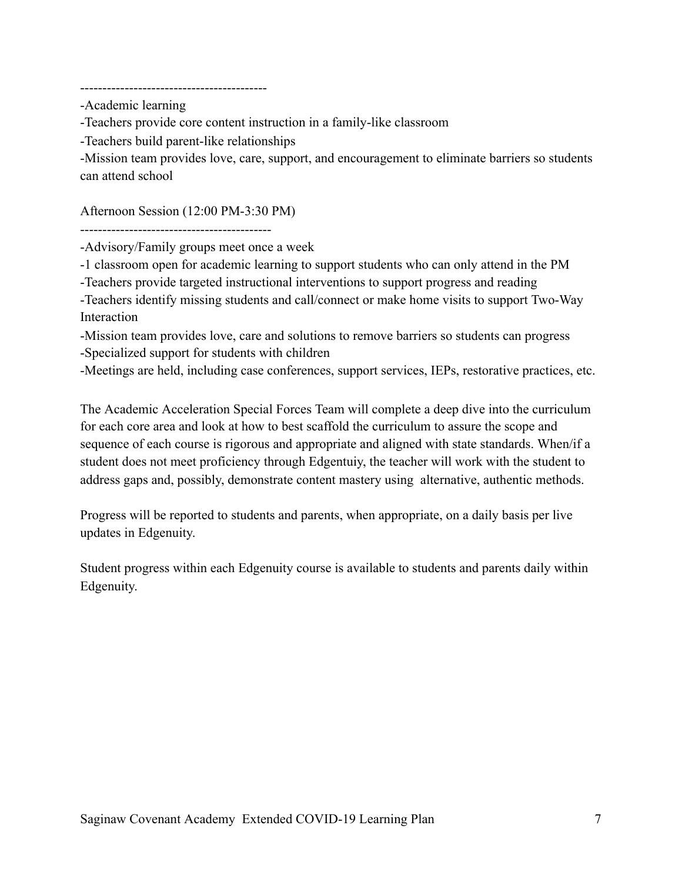------------------------------------------

-Academic learning

-Teachers provide core content instruction in a family-like classroom

-Teachers build parent-like relationships

-Mission team provides love, care, support, and encouragement to eliminate barriers so students can attend school

Afternoon Session (12:00 PM-3:30 PM)

-------------------------------------------

-Advisory/Family groups meet once a week

-1 classroom open for academic learning to support students who can only attend in the PM

-Teachers provide targeted instructional interventions to support progress and reading

-Teachers identify missing students and call/connect or make home visits to support Two-Way Interaction

-Mission team provides love, care and solutions to remove barriers so students can progress

-Specialized support for students with children

-Meetings are held, including case conferences, support services, IEPs, restorative practices, etc.

The Academic Acceleration Special Forces Team will complete a deep dive into the curriculum for each core area and look at how to best scaffold the curriculum to assure the scope and sequence of each course is rigorous and appropriate and aligned with state standards. When/if a student does not meet proficiency through Edgentuiy, the teacher will work with the student to address gaps and, possibly, demonstrate content mastery using alternative, authentic methods.

Progress will be reported to students and parents, when appropriate, on a daily basis per live updates in Edgenuity.

Student progress within each Edgenuity course is available to students and parents daily within Edgenuity.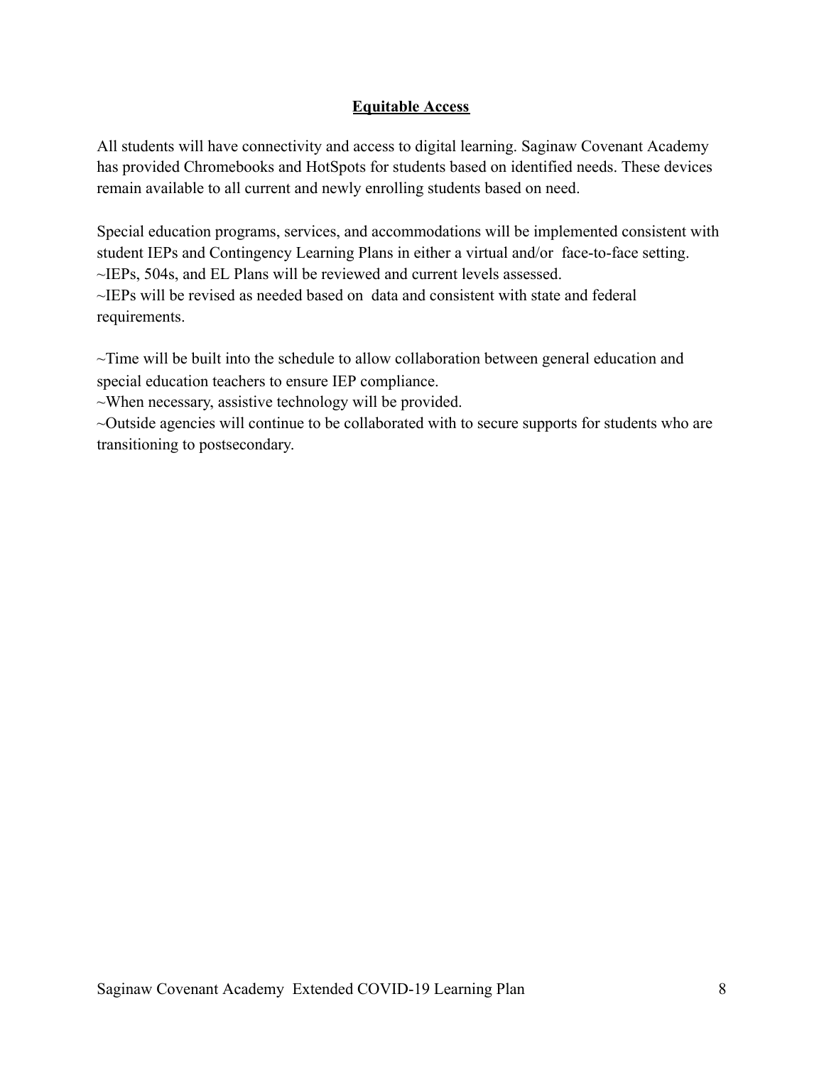## Equitable Access

All students will have connectivity and access to digital learning. Saginaw Covenant Academy has provided Chromebooks and HotSpots for students based on identified needs. These devices remain available to all current and newly enrolling students based on need.

Special education programs, services, and accommodations will be implemented consistent with student IEPs and Contingency Learning Plans in either a virtual and/or face-to-face setting.
~IEPs, 504s, and EL Plans will be reviewed and current levels assessed.
~IEPs will be revised as needed based on data and consistent with state and federal requirements.

~Time will be built into the schedule to allow collaboration between general education and special education teachers to ensure IEP compliance.
~When necessary, assistive technology will be provided.
~Outside agencies will continue to be collaborated with to secure supports for students who are transitioning to postsecondary.